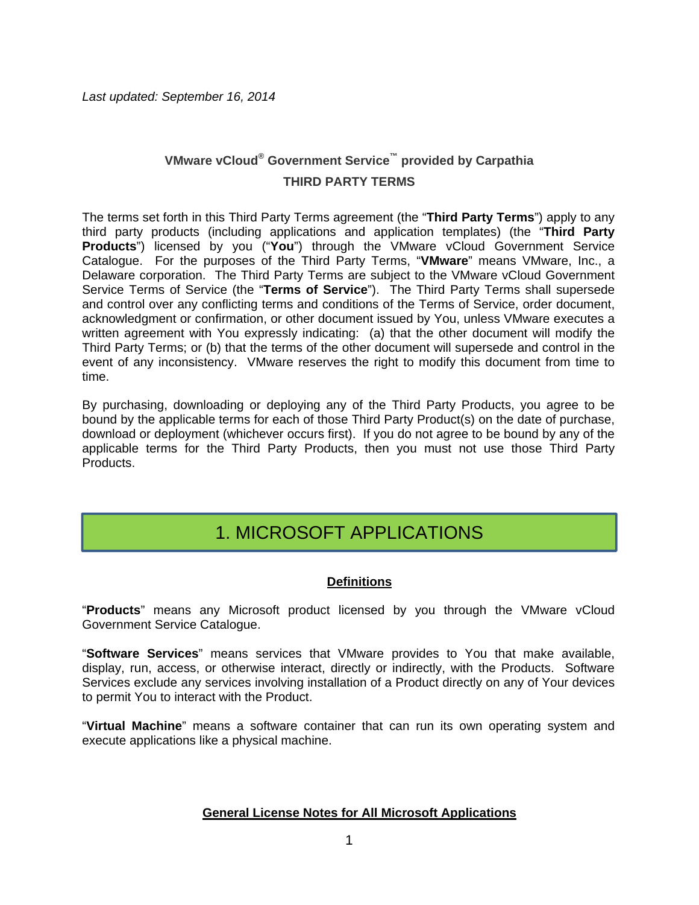*Last updated: September 16, 2014*

# VMware vCloud® Government Service™ provided by Carpathia

## THIRD PARTY TERMS

The terms set forth in this Third Party Terms agreement (the "**Third Party Terms**") apply to any third party products (including applications and application templates) (the "**Third Party Products**") licensed by you ("**You**") through the VMware vCloud Government Service Catalogue. For the purposes of the Third Party Terms, "**VMware**" means VMware, Inc., a Delaware corporation. The Third Party Terms are subject to the VMware vCloud Government Service Terms of Service (the "**Terms of Service**"). The Third Party Terms shall supersede and control over any conflicting terms and conditions of the Terms of Service, order document, acknowledgment or confirmation, or other document issued by You, unless VMware executes a written agreement with You expressly indicating: (a) that the other document will modify the Third Party Terms; or (b) that the terms of the other document will supersede and control in the event of any inconsistency. VMware reserves the right to modify this document from time to time.

By purchasing, downloading or deploying any of the Third Party Products, you agree to be bound by the applicable terms for each of those Third Party Product(s) on the date of purchase, download or deployment (whichever occurs first). If you do not agree to be bound by any of the applicable terms for the Third Party Products, then you must not use those Third Party Products.

## 1. MICROSOFT APPLICATIONS

### Definitions

"**Products**" means any Microsoft product licensed by you through the VMware vCloud Government Service Catalogue.

"**Software Services**" means services that VMware provides to You that make available, display, run, access, or otherwise interact, directly or indirectly, with the Products. Software Services exclude any services involving installation of a Product directly on any of Your devices to permit You to interact with the Product.

"**Virtual Machine**" means a software container that can run its own operating system and execute applications like a physical machine.

### General License Notes for All Microsoft Applications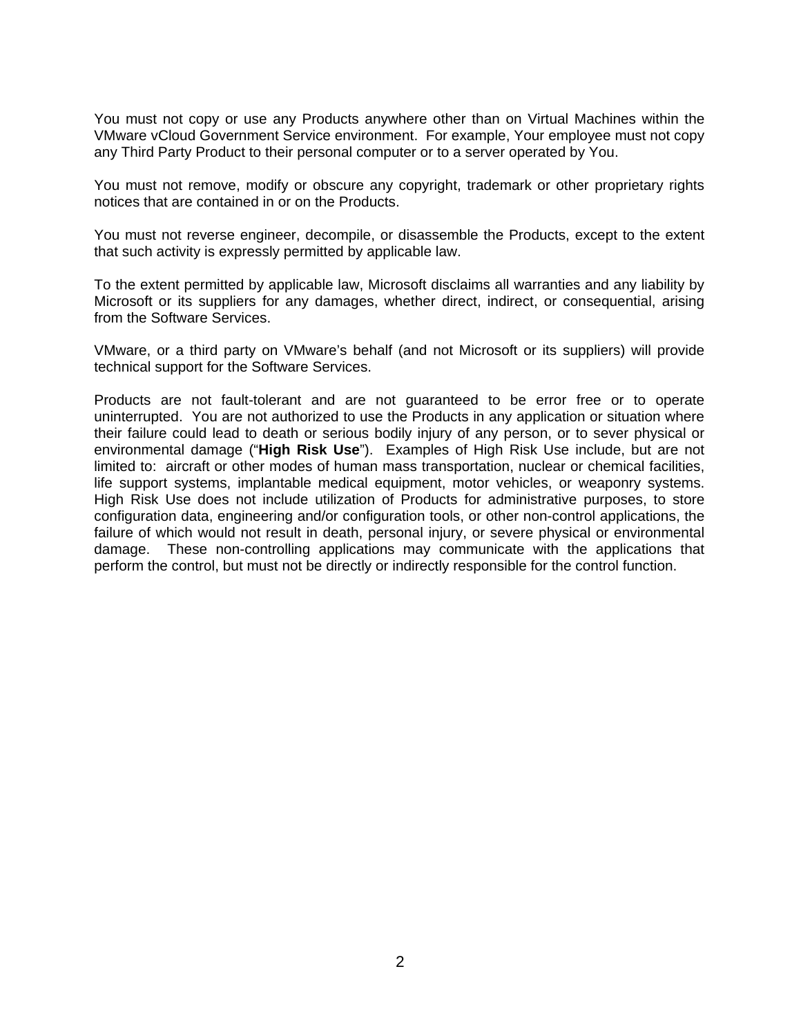You must not copy or use any Products anywhere other than on Virtual Machines within the VMware vCloud Government Service environment. For example, Your employee must not copy any Third Party Product to their personal computer or to a server operated by You.

You must not remove, modify or obscure any copyright, trademark or other proprietary rights notices that are contained in or on the Products.

You must not reverse engineer, decompile, or disassemble the Products, except to the extent that such activity is expressly permitted by applicable law.

To the extent permitted by applicable law, Microsoft disclaims all warranties and any liability by Microsoft or its suppliers for any damages, whether direct, indirect, or consequential, arising from the Software Services.

VMware, or a third party on VMware's behalf (and not Microsoft or its suppliers) will provide technical support for the Software Services.

Products are not fault-tolerant and are not guaranteed to be error free or to operate uninterrupted. You are not authorized to use the Products in any application or situation where their failure could lead to death or serious bodily injury of any person, or to sever physical or environmental damage ("**High Risk Use**"). Examples of High Risk Use include, but are not limited to: aircraft or other modes of human mass transportation, nuclear or chemical facilities, life support systems, implantable medical equipment, motor vehicles, or weaponry systems. High Risk Use does not include utilization of Products for administrative purposes, to store configuration data, engineering and/or configuration tools, or other non-control applications, the failure of which would not result in death, personal injury, or severe physical or environmental damage. These non-controlling applications may communicate with the applications that perform the control, but must not be directly or indirectly responsible for the control function.